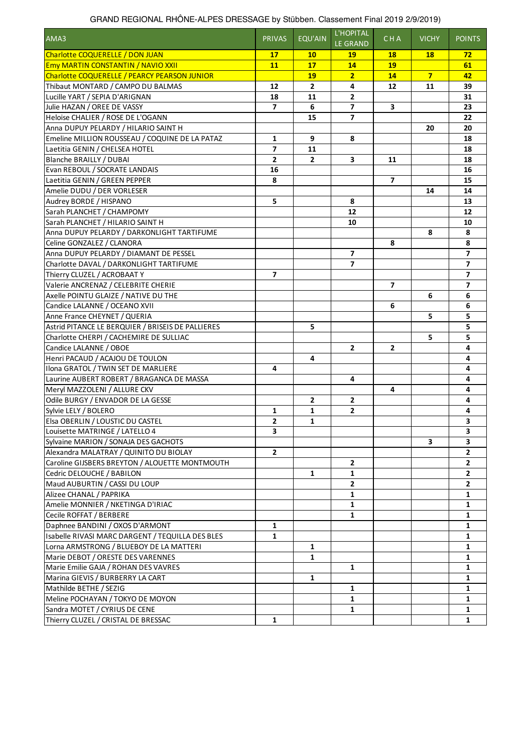GRAND REGIONAL RHÔNE-ALPES DRESSAGE by Stübben. Classement Final 2019 2/9/2019)

| AMA3 | PRIVAS | EQU'AIN | L'HOPITAL LE GRAND | C H A | VICHY | POINTS |
|---|---|---|---|---|---|---|
| Charlotte COQUERELLE / DON JUAN | **17** | **10** | **19** | **18** | **18** | **72** |
| Emy MARTIN CONSTANTIN / NAVIO XXII | **11** | **17** | **14** | **19** | | **61** |
| Charlotte COQUERELLE / PEARCY PEARSON JUNIOR | | **19** | **2** | **14** | **7** | **42** |
| Thibaut MONTARD / CAMPO DU BALMAS | **12** | **2** | **4** | **12** | **11** | **39** |
| Lucille YART / SEPIA D'ARIGNAN | **18** | **11** | **2** | | | **31** |
| Julie HAZAN / OREE DE VASSY | **7** | **6** | **7** | **3** | | **23** |
| Heloise CHALIER / ROSE DE L'OGANN | | **15** | **7** | | | **22** |
| Anna DUPUY PELARDY / HILARIO SAINT H | | | | | **20** | **20** |
| Emeline MILLION ROUSSEAU / COQUINE DE LA PATAZ | **1** | **9** | **8** | | | **18** |
| Laetitia GENIN / CHELSEA HOTEL | **7** | **11** | | | | **18** |
| Blanche BRAILLY / DUBAI | **2** | **2** | **3** | **11** | | **18** |
| Evan REBOUL / SOCRATE LANDAIS | **16** | | | | | **16** |
| Laetitia GENIN / GREEN PEPPER | **8** | | | **7** | | **15** |
| Amelie DUDU / DER VORLESER | | | | | **14** | **14** |
| Audrey BORDE / HISPANO | **5** | | **8** | | | **13** |
| Sarah PLANCHET / CHAMPOMY | | | **12** | | | **12** |
| Sarah PLANCHET / HILARIO SAINT H | | | **10** | | | **10** |
| Anna DUPUY PELARDY / DARKONLIGHT TARTIFUME | | | | | **8** | **8** |
| Celine GONZALEZ / CLANORA | | | | **8** | | **8** |
| Anna DUPUY PELARDY / DIAMANT DE PESSEL | | | **7** | | | **7** |
| Charlotte DAVAL / DARKONLIGHT TARTIFUME | | | **7** | | | **7** |
| Thierry CLUZEL / ACROBAAT Y | **7** | | | | | **7** |
| Valerie ANCRENAZ / CELEBRITE CHERIE | | | | **7** | | **7** |
| Axelle POINTU GLAIZE / NATIVE DU THE | | | | | **6** | **6** |
| Candice LALANNE / OCEANO XVII | | | | **6** | | **6** |
| Anne France CHEYNET / QUERIA | | | | | **5** | **5** |
| Astrid PITANCE LE BERQUIER / BRISEIS DE PALLIERES | | **5** | | | | **5** |
| Charlotte CHERPI / CACHEMIRE DE SULLIAC | | | | | **5** | **5** |
| Candice LALANNE / OBOE | | | **2** | **2** | | **4** |
| Henri PACAUD / ACAJOU DE TOULON | | **4** | | | | **4** |
| Ilona GRATOL / TWIN SET DE MARLIERE | **4** | | | | | **4** |
| Laurine AUBERT ROBERT / BRAGANCA DE MASSA | | | **4** | | | **4** |
| Meryl MAZZOLENI / ALLURE CKV | | | | **4** | | **4** |
| Odile BURGY / ENVADOR DE LA GESSE | | **2** | **2** | | | **4** |
| Sylvie LELY / BOLERO | **1** | **1** | **2** | | | **4** |
| Elsa OBERLIN / LOUSTIC DU CASTEL | **2** | **1** | | | | **3** |
| Louisette MATRINGE / LATELLO 4 | **3** | | | | | **3** |
| Sylvaine MARION / SONAJA DES GACHOTS | | | | | **3** | **3** |
| Alexandra MALATRAY / QUINITO DU BIOLAY | **2** | | | | | **2** |
| Caroline GIJSBERS BREYTON / ALOUETTE MONTMOUTH | | | **2** | | | **2** |
| Cedric DELOUCHE / BABILON | | **1** | **1** | | | **2** |
| Maud AUBURTIN / CASSI DU LOUP | | | **2** | | | **2** |
| Alizee CHANAL / PAPRIKA | | | **1** | | | **1** |
| Amelie MONNIER / NKETINGA D'IRIAC | | | **1** | | | **1** |
| Cecile ROFFAT / BERBERE | | | **1** | | | **1** |
| Daphnee BANDINI / OXOS D'ARMONT | **1** | | | | | **1** |
| Isabelle RIVASI MARC DARGENT / TEQUILLA DES BLES | **1** | | | | | **1** |
| Lorna ARMSTRONG / BLUEBOY DE LA MATTERI | | **1** | | | | **1** |
| Marie DEBOT / ORESTE DES VARENNES | | **1** | | | | **1** |
| Marie Emilie GAJA / ROHAN DES VAVRES | | | **1** | | | **1** |
| Marina GIEVIS / BURBERRY LA CART | | **1** | | | | **1** |
| Mathilde BETHE / SEZIG | | | **1** | | | **1** |
| Meline POCHAYAN / TOKYO DE MOYON | | | **1** | | | **1** |
| Sandra MOTET / CYRIUS DE CENE | | | **1** | | | **1** |
| Thierry CLUZEL / CRISTAL DE BRESSAC | **1** | | | | | **1** |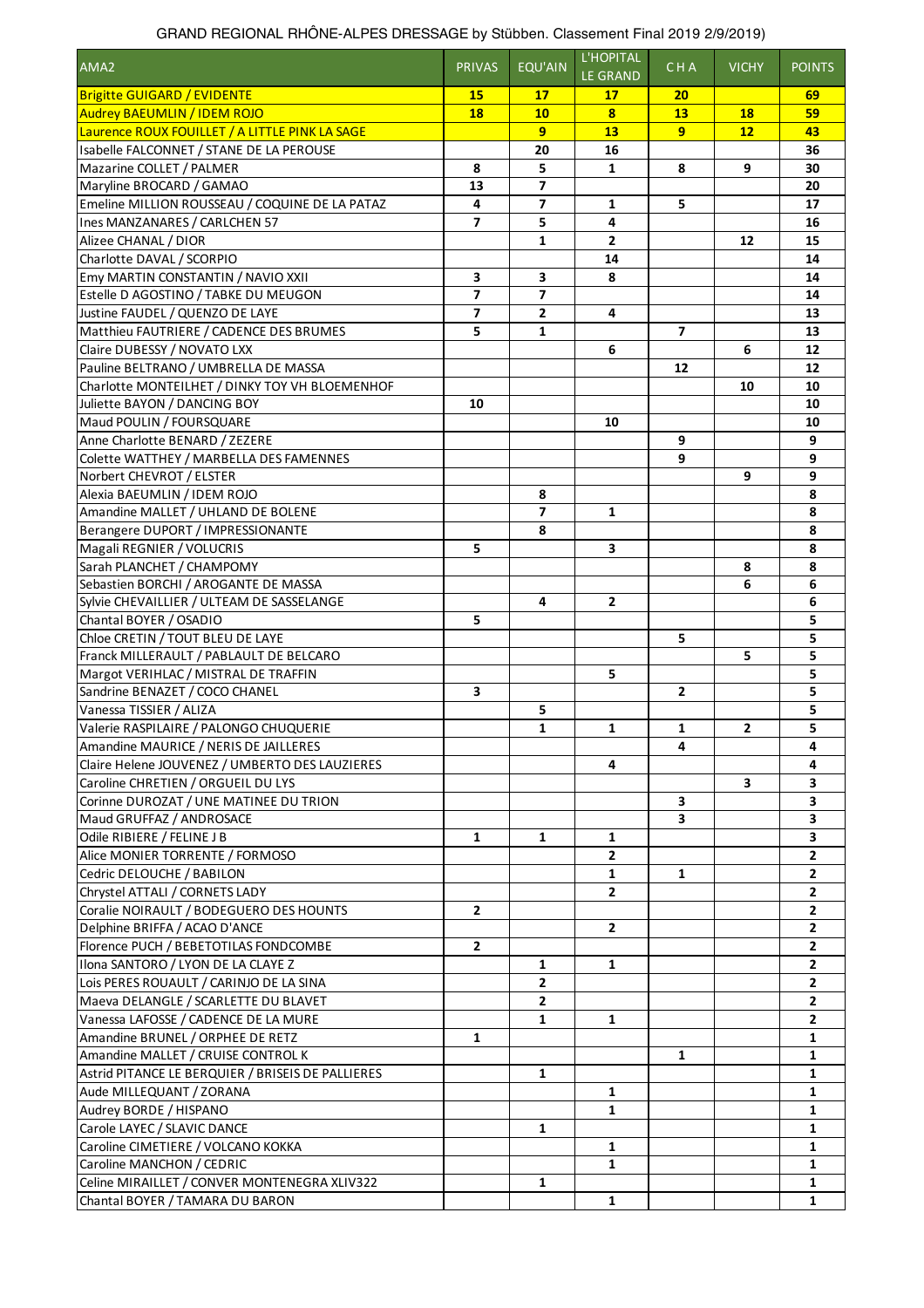GRAND REGIONAL RHÔNE-ALPES DRESSAGE by Stübben. Classement Final 2019 2/9/2019)

| AMA2 | PRIVAS | EQU'AIN | L'HOPITAL LE GRAND | C H A | VICHY | POINTS |
|---|---|---|---|---|---|---|
| Brigitte GUIGARD / EVIDENTE | 15 | 17 | 17 | 20 | | 69 |
| Audrey BAEUMLIN / IDEM ROJO | 18 | 10 | 8 | 13 | 18 | 59 |
| Laurence ROUX FOUILLET / A LITTLE PINK LA SAGE | | 9 | 13 | 9 | 12 | 43 |
| Isabelle FALCONNET / STANE DE LA PEROUSE | | 20 | 16 | | | 36 |
| Mazarine COLLET / PALMER | 8 | 5 | 1 | 8 | 9 | 30 |
| Maryline BROCARD / GAMAO | 13 | 7 | | | | 20 |
| Emeline MILLION ROUSSEAU / COQUINE DE LA PATAZ | 4 | 7 | 1 | 5 | | 17 |
| Ines MANZANARES / CARLCHEN 57 | 7 | 5 | 4 | | | 16 |
| Alizee CHANAL / DIOR | | 1 | 2 | | 12 | 15 |
| Charlotte DAVAL / SCORPIO | | | 14 | | | 14 |
| Emy MARTIN CONSTANTIN / NAVIO XXII | 3 | 3 | 8 | | | 14 |
| Estelle D AGOSTINO / TABKE DU MEUGON | 7 | 7 | | | | 14 |
| Justine FAUDEL / QUENZO DE LAYE | 7 | 2 | 4 | | | 13 |
| Matthieu FAUTRIERE / CADENCE DES BRUMES | 5 | 1 | | 7 | | 13 |
| Claire DUBESSY / NOVATO LXX | | | 6 | | 6 | 12 |
| Pauline BELTRANO / UMBRELLA DE MASSA | | | | 12 | | 12 |
| Charlotte MONTEILHET / DINKY TOY VH BLOEMENHOF | | | | | 10 | 10 |
| Juliette BAYON / DANCING BOY | 10 | | | | | 10 |
| Maud POULIN / FOURSQUARE | | | 10 | | | 10 |
| Anne Charlotte BENARD / ZEZERE | | | | 9 | | 9 |
| Colette WATTHEY / MARBELLA DES FAMENNES | | | | 9 | | 9 |
| Norbert CHEVROT / ELSTER | | | | | 9 | 9 |
| Alexia BAEUMLIN / IDEM ROJO | | 8 | | | | 8 |
| Amandine MALLET / UHLAND DE BOLENE | | 7 | 1 | | | 8 |
| Berangere DUPORT / IMPRESSIONANTE | | 8 | | | | 8 |
| Magali REGNIER / VOLUCRIS | 5 | | 3 | | | 8 |
| Sarah PLANCHET / CHAMPOMY | | | | | 8 | 8 |
| Sebastien BORCHI / AROGANTE DE MASSA | | | | | 6 | 6 |
| Sylvie CHEVAILLIER / ULTEAM DE SASSELANGE | | 4 | 2 | | | 6 |
| Chantal BOYER / OSADIO | 5 | | | | | 5 |
| Chloe CRETIN / TOUT BLEU DE LAYE | | | | 5 | | 5 |
| Franck MILLERAULT / PABLAULT DE BELCARO | | | | | 5 | 5 |
| Margot VERIHLAC / MISTRAL DE TRAFFIN | | | 5 | | | 5 |
| Sandrine BENAZET / COCO CHANEL | 3 | | | 2 | | 5 |
| Vanessa TISSIER / ALIZA | | 5 | | | | 5 |
| Valerie RASPILAIRE / PALONGO CHUQUERIE | | 1 | 1 | 1 | 2 | 5 |
| Amandine MAURICE / NERIS DE JAILLERES | | | | 4 | | 4 |
| Claire Helene JOUVENEZ / UMBERTO DES LAUZIERES | | | 4 | | | 4 |
| Caroline CHRETIEN / ORGUEIL DU LYS | | | | | 3 | 3 |
| Corinne DUROZAT / UNE MATINEE DU TRION | | | | 3 | | 3 |
| Maud GRUFFAZ / ANDROSACE | | | | 3 | | 3 |
| Odile RIBIERE / FELINE J B | 1 | 1 | 1 | | | 3 |
| Alice MONIER TORRENTE / FORMOSO | | | 2 | | | 2 |
| Cedric DELOUCHE / BABILON | | | 1 | 1 | | 2 |
| Chrystel ATTALI / CORNETS LADY | | | 2 | | | 2 |
| Coralie NOIRAULT / BODEGUERO DES HOUNTS | 2 | | | | | 2 |
| Delphine BRIFFA / ACAO D'ANCE | | | 2 | | | 2 |
| Florence PUCH / BEBETOTILAS FONDCOMBE | 2 | | | | | 2 |
| Ilona SANTORO / LYON DE LA CLAYE Z | | 1 | 1 | | | 2 |
| Lois PERES ROUAULT / CARINJO DE LA SINA | | 2 | | | | 2 |
| Maeva DELANGLE / SCARLETTE DU BLAVET | | 2 | | | | 2 |
| Vanessa LAFOSSE / CADENCE DE LA MURE | | 1 | 1 | | | 2 |
| Amandine BRUNEL / ORPHEE DE RETZ | 1 | | | | | 1 |
| Amandine MALLET / CRUISE CONTROL K | | | | 1 | | 1 |
| Astrid PITANCE LE BERQUIER / BRISEIS DE PALLIERES | | 1 | | | | 1 |
| Aude MILLEQUANT / ZORANA | | | 1 | | | 1 |
| Audrey BORDE / HISPANO | | | 1 | | | 1 |
| Carole LAYEC / SLAVIC DANCE | | 1 | | | | 1 |
| Caroline CIMETIERE / VOLCANO KOKKA | | | 1 | | | 1 |
| Caroline MANCHON / CEDRIC | | | 1 | | | 1 |
| Celine MIRAILLET / CONVER MONTENEGRA XLIV322 | | 1 | | | | 1 |
| Chantal BOYER / TAMARA DU BARON | | | 1 | | | 1 |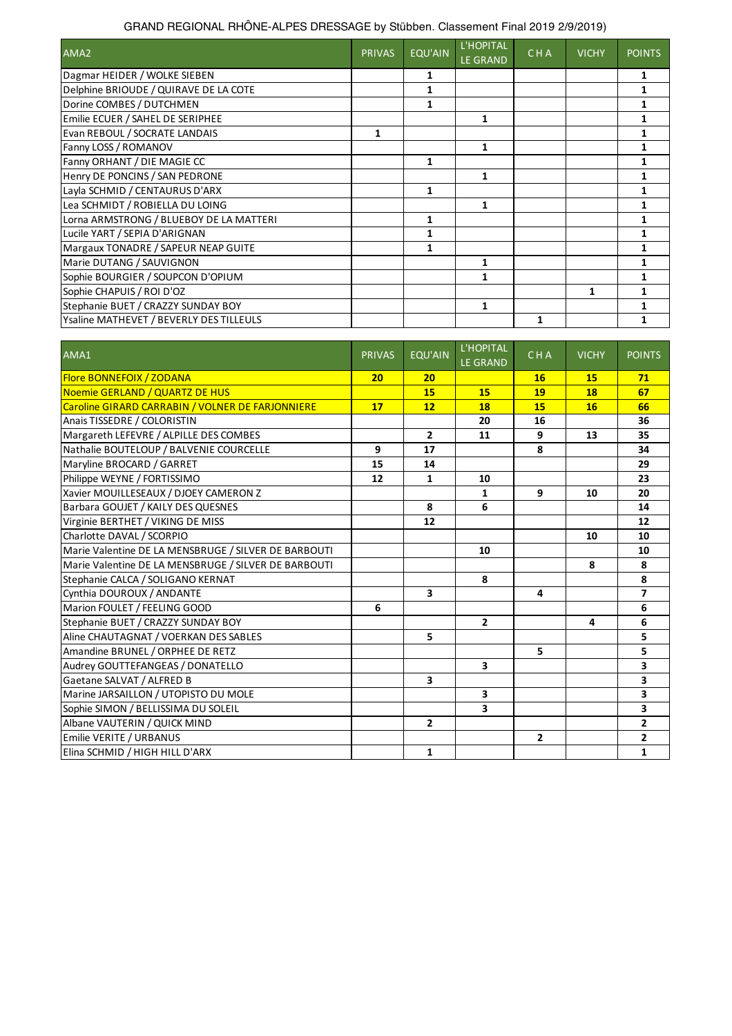GRAND REGIONAL RHÔNE-ALPES DRESSAGE by Stübben. Classement Final 2019 2/9/2019)

| AMA2 | PRIVAS | EQU'AIN | L'HOPITAL LE GRAND | C H A | VICHY | POINTS |
|---|---|---|---|---|---|---|
| Dagmar HEIDER / WOLKE SIEBEN | | 1 | | | | 1 |
| Delphine BRIOUDE / QUIRAVE DE LA COTE | | 1 | | | | 1 |
| Dorine COMBES / DUTCHMEN | | 1 | | | | 1 |
| Emilie ECUER / SAHEL DE SERIPHEE | | | 1 | | | 1 |
| Evan REBOUL / SOCRATE LANDAIS | 1 | | | | | 1 |
| Fanny LOSS / ROMANOV | | | 1 | | | 1 |
| Fanny ORHANT / DIE MAGIE CC | | 1 | | | | 1 |
| Henry DE PONCINS / SAN PEDRONE | | | 1 | | | 1 |
| Layla SCHMID / CENTAURUS D'ARX | | 1 | | | | 1 |
| Lea SCHMIDT / ROBIELLA DU LOING | | | 1 | | | 1 |
| Lorna ARMSTRONG / BLUEBOY DE LA MATTERI | | 1 | | | | 1 |
| Lucile YART / SEPIA D'ARIGNAN | | 1 | | | | 1 |
| Margaux TONADRE / SAPEUR NEAP GUITE | | 1 | | | | 1 |
| Marie DUTANG / SAUVIGNON | | | 1 | | | 1 |
| Sophie BOURGIER / SOUPCON D'OPIUM | | | 1 | | | 1 |
| Sophie CHAPUIS / ROI D'OZ | | | | | 1 | 1 |
| Stephanie BUET / CRAZZY SUNDAY BOY | | | 1 | | | 1 |
| Ysaline MATHEVET / BEVERLY DES TILLEULS | | | | 1 | | 1 |

| AMA1 | PRIVAS | EQU'AIN | L'HOPITAL LE GRAND | C H A | VICHY | POINTS |
|---|---|---|---|---|---|---|
| **Flore BONNEFOIX / ZODANA** | **20** | **20** | | **16** | **15** | **71** |
| **Noemie GERLAND / QUARTZ DE HUS** | | **15** | **15** | **19** | **18** | **67** |
| **Caroline GIRARD CARRABIN / VOLNER DE FARJONNIERE** | **17** | **12** | **18** | **15** | **16** | **66** |
| Anais TISSEDRE / COLORISTIN | | | 20 | 16 | | 36 |
| Margareth LEFEVRE / ALPILLE DES COMBES | | 2 | 11 | 9 | 13 | 35 |
| Nathalie BOUTELOUP / BALVENIE COURCELLE | 9 | 17 | | 8 | | 34 |
| Maryline BROCARD / GARRET | 15 | 14 | | | | 29 |
| Philippe WEYNE / FORTISSIMO | 12 | 1 | 10 | | | 23 |
| Xavier MOUILLESEAUX / DJOEY CAMERON Z | | | 1 | 9 | 10 | 20 |
| Barbara GOUJET / KAILY DES QUESNES | | 8 | 6 | | | 14 |
| Virginie BERTHET / VIKING DE MISS | | 12 | | | | 12 |
| Charlotte DAVAL / SCORPIO | | | | | 10 | 10 |
| Marie Valentine DE LA MENSBRUGE / SILVER DE BARBOUTI | | | 10 | | | 10 |
| Marie Valentine DE LA MENSBRUGE / SILVER DE BARBOUTI | | | | | 8 | 8 |
| Stephanie CALCA / SOLIGANO KERNAT | | | 8 | | | 8 |
| Cynthia DOUROUX / ANDANTE | | 3 | | 4 | | 7 |
| Marion FOULET / FEELING GOOD | 6 | | | | | 6 |
| Stephanie BUET / CRAZZY SUNDAY BOY | | | 2 | | 4 | 6 |
| Aline CHAUTAGNAT / VOERKAN DES SABLES | | 5 | | | | 5 |
| Amandine BRUNEL / ORPHEE DE RETZ | | | | 5 | | 5 |
| Audrey GOUTTEFANGEAS / DONATELLO | | | 3 | | | 3 |
| Gaetane SALVAT / ALFRED B | | 3 | | | | 3 |
| Marine JARSAILLON / UTOPISTO DU MOLE | | | 3 | | | 3 |
| Sophie SIMON / BELLISSIMA DU SOLEIL | | | 3 | | | 3 |
| Albane VAUTERIN / QUICK MIND | | 2 | | | | 2 |
| Emilie VERITE / URBANUS | | | | 2 | | 2 |
| Elina SCHMID / HIGH HILL D'ARX | | 1 | | | | 1 |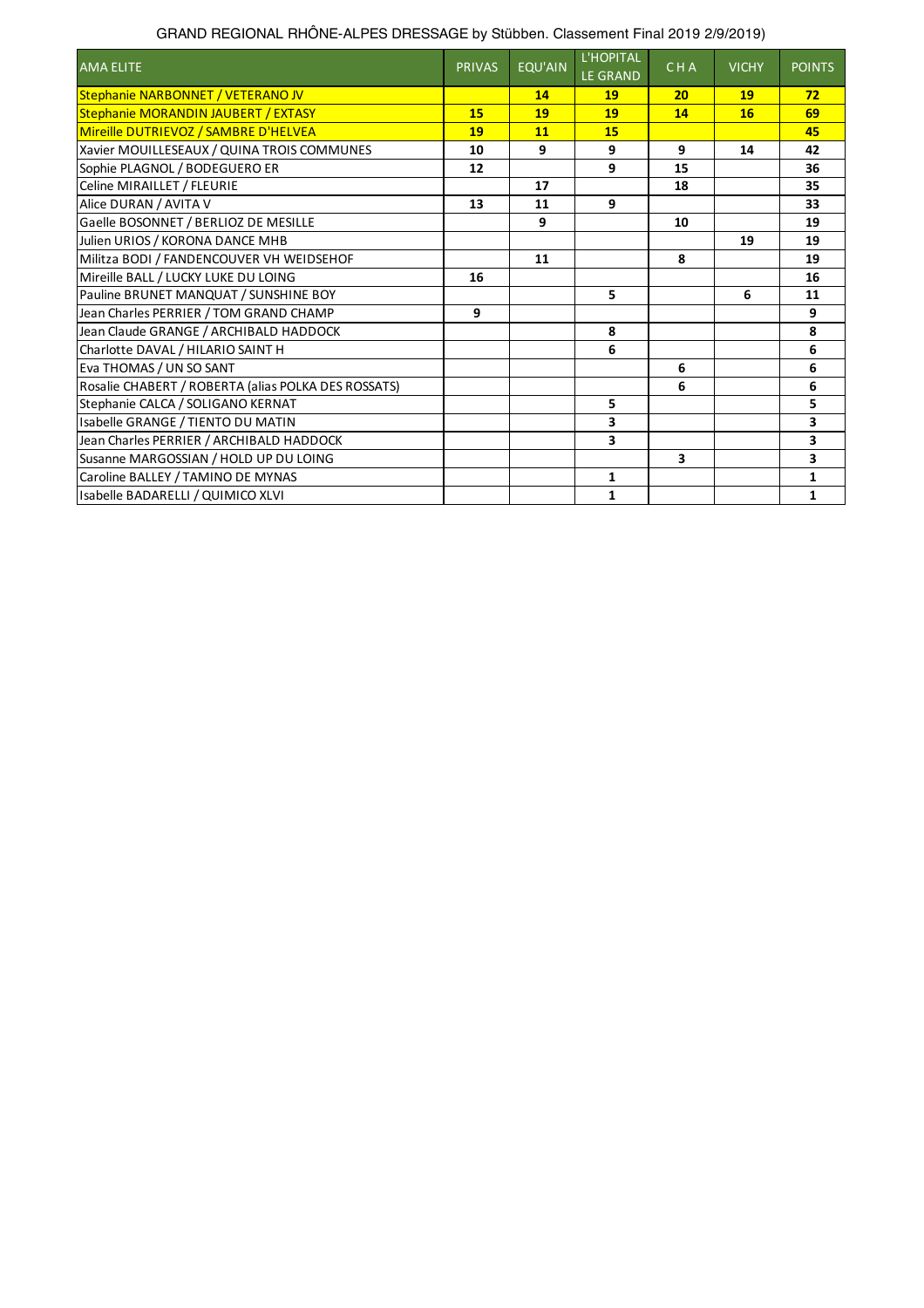GRAND REGIONAL RHÔNE-ALPES DRESSAGE by Stübben. Classement Final 2019 2/9/2019)

| AMA ELITE | PRIVAS | EQU'AIN | L'HOPITAL LE GRAND | C H A | VICHY | POINTS |
|---|---|---|---|---|---|---|
| Stephanie NARBONNET / VETERANO JV | | 14 | 19 | 20 | 19 | 72 |
| Stephanie MORANDIN JAUBERT / EXTASY | 15 | 19 | 19 | 14 | 16 | 69 |
| Mireille DUTRIEVOZ / SAMBRE D'HELVEA | 19 | 11 | 15 | | | 45 |
| Xavier MOUILLESEAUX / QUINA TROIS COMMUNES | 10 | 9 | 9 | 9 | 14 | 42 |
| Sophie PLAGNOL / BODEGUERO ER | 12 | | 9 | 15 | | 36 |
| Celine MIRAILLET / FLEURIE | | 17 | | 18 | | 35 |
| Alice DURAN / AVITA V | 13 | 11 | 9 | | | 33 |
| Gaelle BOSONNET / BERLIOZ DE MESILLE | | 9 | | 10 | | 19 |
| Julien URIOS / KORONA DANCE MHB | | | | | 19 | 19 |
| Militza BODI / FANDENCOUVER VH WEIDSEHOF | | 11 | | 8 | | 19 |
| Mireille BALL / LUCKY LUKE DU LOING | 16 | | | | | 16 |
| Pauline BRUNET MANQUAT / SUNSHINE BOY | | | 5 | | 6 | 11 |
| Jean Charles PERRIER / TOM GRAND CHAMP | 9 | | | | | 9 |
| Jean Claude GRANGE / ARCHIBALD HADDOCK | | | 8 | | | 8 |
| Charlotte DAVAL / HILARIO SAINT H | | | 6 | | | 6 |
| Eva THOMAS / UN SO SANT | | | | 6 | | 6 |
| Rosalie CHABERT / ROBERTA (alias POLKA DES ROSSATS) | | | | 6 | | 6 |
| Stephanie CALCA / SOLIGANO KERNAT | | | 5 | | | 5 |
| Isabelle GRANGE / TIENTO DU MATIN | | | 3 | | | 3 |
| Jean Charles PERRIER / ARCHIBALD HADDOCK | | | 3 | | | 3 |
| Susanne MARGOSSIAN / HOLD UP DU LOING | | | | 3 | | 3 |
| Caroline BALLEY / TAMINO DE MYNAS | | | 1 | | | 1 |
| Isabelle BADARELLI / QUIMICO XLVI | | | 1 | | | 1 |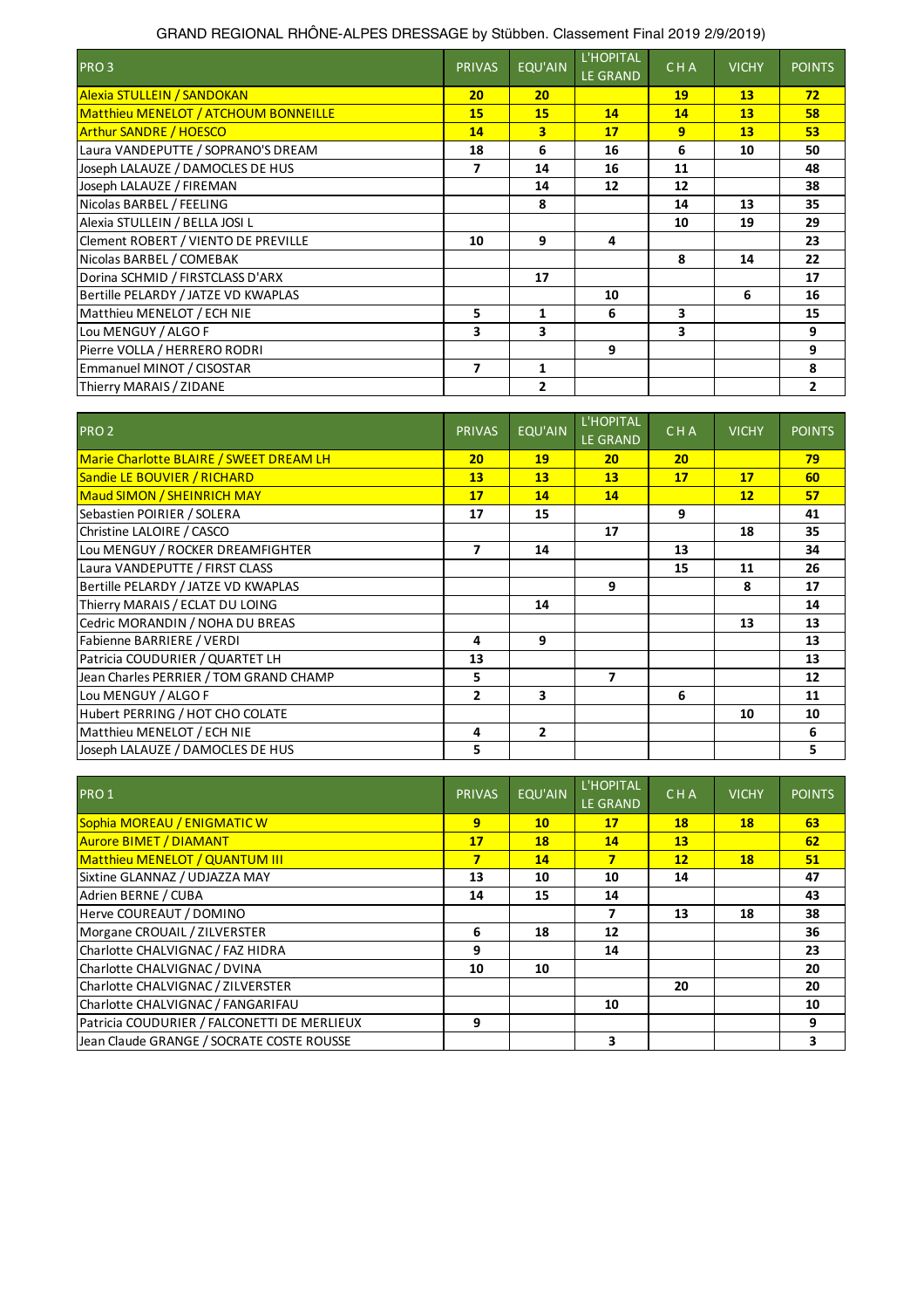GRAND REGIONAL RHÔNE-ALPES DRESSAGE by Stübben. Classement Final 2019 2/9/2019)

| PRO 3 | PRIVAS | EQU'AIN | L'HOPITAL LE GRAND | C H A | VICHY | POINTS |
|---|---|---|---|---|---|---|
| Alexia STULLEIN / SANDOKAN | 20 | 20 | | 19 | 13 | 72 |
| Matthieu MENELOT / ATCHOUM BONNEILLE | 15 | 15 | 14 | 14 | 13 | 58 |
| Arthur SANDRE / HOESCO | 14 | 3 | 17 | 9 | 13 | 53 |
| Laura VANDEPUTTE / SOPRANO'S DREAM | 18 | 6 | 16 | 6 | 10 | 50 |
| Joseph LALAUZE / DAMOCLES DE HUS | 7 | 14 | 16 | 11 | | 48 |
| Joseph LALAUZE / FIREMAN | | 14 | 12 | 12 | | 38 |
| Nicolas BARBEL / FEELING | | 8 | | 14 | 13 | 35 |
| Alexia STULLEIN / BELLA JOSI L | | | | 10 | 19 | 29 |
| Clement ROBERT / VIENTO DE PREVILLE | 10 | 9 | 4 | | | 23 |
| Nicolas BARBEL / COMEBAK | | | | 8 | 14 | 22 |
| Dorina SCHMID / FIRSTCLASS D'ARX | | 17 | | | | 17 |
| Bertille PELARDY / JATZE VD KWAPLAS | | | 10 | | 6 | 16 |
| Matthieu MENELOT / ECH NIE | 5 | 1 | 6 | 3 | | 15 |
| Lou MENGUY / ALGO F | 3 | 3 | | 3 | | 9 |
| Pierre VOLLA / HERRERO RODRI | | | 9 | | | 9 |
| Emmanuel MINOT / CISOSTAR | 7 | 1 | | | | 8 |
| Thierry MARAIS / ZIDANE | | 2 | | | | 2 |

| PRO 2 | PRIVAS | EQU'AIN | L'HOPITAL LE GRAND | C H A | VICHY | POINTS |
|---|---|---|---|---|---|---|
| Marie Charlotte BLAIRE / SWEET DREAM LH | 20 | 19 | 20 | 20 | | 79 |
| Sandie LE BOUVIER / RICHARD | 13 | 13 | 13 | 17 | 17 | 60 |
| Maud SIMON / SHEINRICH MAY | 17 | 14 | 14 | | 12 | 57 |
| Sebastien POIRIER / SOLERA | 17 | 15 | | 9 | | 41 |
| Christine LALOIRE / CASCO | | | 17 | | 18 | 35 |
| Lou MENGUY / ROCKER DREAMFIGHTER | 7 | 14 | | 13 | | 34 |
| Laura VANDEPUTTE / FIRST CLASS | | | | 15 | 11 | 26 |
| Bertille PELARDY / JATZE VD KWAPLAS | | | 9 | | 8 | 17 |
| Thierry MARAIS / ECLAT DU LOING | | 14 | | | | 14 |
| Cedric MORANDIN / NOHA DU BREAS | | | | | 13 | 13 |
| Fabienne BARRIERE / VERDI | 4 | 9 | | | | 13 |
| Patricia COUDURIER / QUARTET LH | 13 | | | | | 13 |
| Jean Charles PERRIER / TOM GRAND CHAMP | 5 | | 7 | | | 12 |
| Lou MENGUY / ALGO F | 2 | 3 | | 6 | | 11 |
| Hubert PERRING / HOT CHO COLATE | | | | | 10 | 10 |
| Matthieu MENELOT / ECH NIE | 4 | 2 | | | | 6 |
| Joseph LALAUZE / DAMOCLES DE HUS | 5 | | | | | 5 |

| PRO 1 | PRIVAS | EQU'AIN | L'HOPITAL LE GRAND | C H A | VICHY | POINTS |
|---|---|---|---|---|---|---|
| Sophia MOREAU / ENIGMATIC W | 9 | 10 | 17 | 18 | 18 | 63 |
| Aurore BIMET / DIAMANT | 17 | 18 | 14 | 13 | | 62 |
| Matthieu MENELOT / QUANTUM III | 7 | 14 | 7 | 12 | 18 | 51 |
| Sixtine GLANNAZ / UDJAZZA MAY | 13 | 10 | 10 | 14 | | 47 |
| Adrien BERNE / CUBA | 14 | 15 | 14 | | | 43 |
| Herve COUREAUT / DOMINO | | | 7 | 13 | 18 | 38 |
| Morgane CROUAIL / ZILVERSTER | 6 | 18 | 12 | | | 36 |
| Charlotte CHALVIGNAC / FAZ HIDRA | 9 | | 14 | | | 23 |
| Charlotte CHALVIGNAC / DVINA | 10 | 10 | | | | 20 |
| Charlotte CHALVIGNAC / ZILVERSTER | | | | 20 | | 20 |
| Charlotte CHALVIGNAC / FANGARIFAU | | | 10 | | | 10 |
| Patricia COUDURIER / FALCONETTI DE MERLIEUX | 9 | | | | | 9 |
| Jean Claude GRANGE / SOCRATE COSTE ROUSSE | | | 3 | | | 3 |